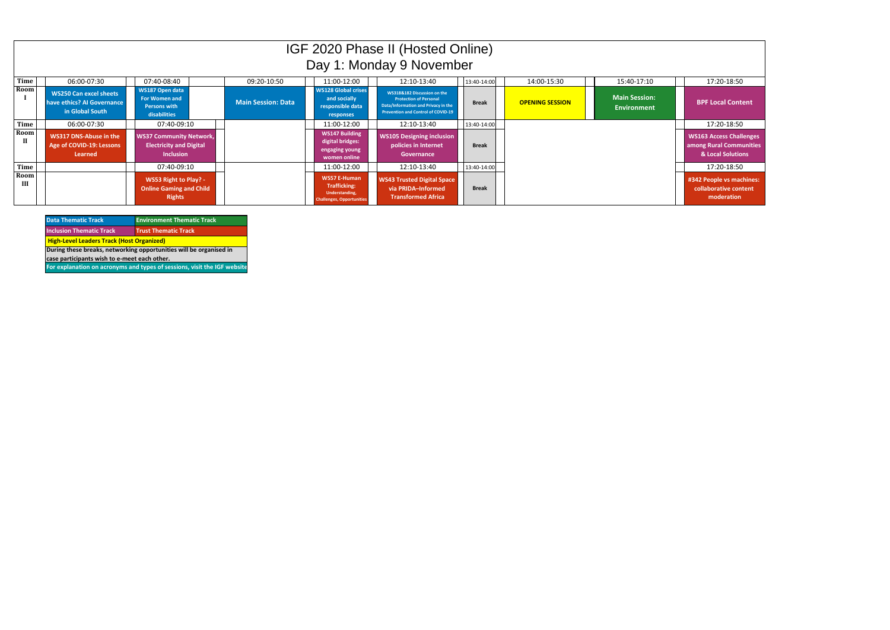# IGF 2020 Phase II (Hosted Online)

## Day 1: Monday 9 November

| Time | 06:00-07:30 | 07:40-08:40 | 09:20-10:50 | 11:00-12:00 | 12:10-13:40 | 13:40-14:00 | 14:00-15:30 | 15:40-17:10 | 17:20-18:50 |
|---|---|---|---|---|---|---|---|---|---|
| **Room I** | **WS250 Can excel sheets have ethics? AI Governance in Global South** | **WS187 Open data For Women and Persons with disabilities** | **Main Session: Data** | **WS128 Global crises and socially responsible data responses** | **WS318&182 Discussion on the Protection of Personal Data/Information and Privacy in the Prevention and Control of COVID-19** | **Break** | **OPENING SESSION** | **Main Session: Environment** | **BPF Local Content** |
| **Time** | 06:00-07:30 | 07:40-09:10 | | 11:00-12:00 | 12:10-13:40 | 13:40-14:00 | | | 17:20-18:50 |
| **Room II** | **WS317 DNS-Abuse in the Age of COVID-19: Lessons Learned** | **WS37 Community Network, Electricity and Digital Inclusion** | | **WS147 Building digital bridges: engaging young women online** | **WS105 Designing inclusion policies in Internet Governance** | **Break** | | | **WS163 Access Challenges among Rural Communities & Local Solutions** |
| **Time** | | 07:40-09:10 | | 11:00-12:00 | 12:10-13:40 | 13:40-14:00 | | | 17:20-18:50 |
| **Room III** | | **WS53 Right to Play? - Online Gaming and Child Rights** | | **WS57 E-Human Trafficking: Understanding, Challenges, Opportunities** | **WS43 Trusted Digital Space via PRIDA–Informed Transformed Africa** | **Break** | | | **#342 People vs machines: collaborative content moderation** |

| | |
|---|---|
| **Data Thematic Track** | **Environment Thematic Track** |
| **Inclusion Thematic Track** | **Trust Thematic Track** |
| **High-Level Leaders Track (Host Organized)** | |
| **During these breaks, networking opportunities will be organised in case participants wish to e-meet each other.** | |
| **For explanation on acronyms and types of sessions, visit the IGF website** | |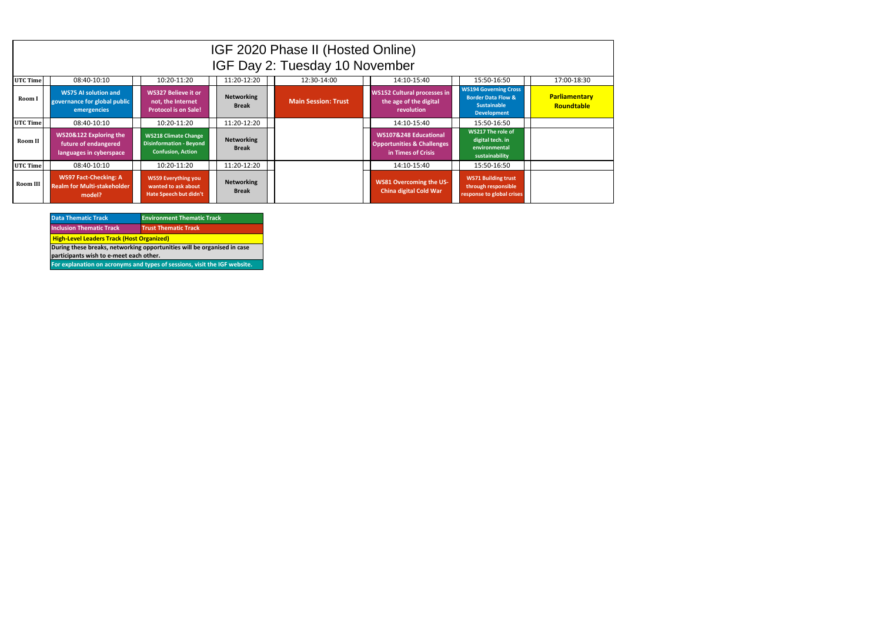# IGF 2020 Phase II (Hosted Online)
## IGF Day 2: Tuesday 10 November

| UTC Time | 08:40-10:10 | 10:20-11:20 | 11:20-12:20 | 12:30-14:00 | 14:10-15:40 | 15:50-16:50 | 17:00-18:30 |
|---|---|---|---|---|---|---|---|
| Room I | WS75 AI solution and governance for global public emergencies | WS327 Believe it or not, the Internet Protocol is on Sale! | Networking Break | Main Session: Trust | WS152 Cultural processes in the age of the digital revolution | WS194 Governing Cross Border Data Flow & Sustainable Development | Parliamentary Roundtable |
| UTC Time | 08:40-10:10 | 10:20-11:20 | 11:20-12:20 | | 14:10-15:40 | 15:50-16:50 | |
| Room II | WS20&122 Exploring the future of endangered languages in cyberspace | WS218 Climate Change Disinformation - Beyond Confusion, Action | Networking Break | | WS107&248 Educational Opportunities & Challenges in Times of Crisis | WS217 The role of digital tech. in environmental sustainability | |
| UTC Time | 08:40-10:10 | 10:20-11:20 | 11:20-12:20 | | 14:10-15:40 | 15:50-16:50 | |
| Room III | WS97 Fact-Checking: A Realm for Multi-stakeholder model? | WS59 Everything you wanted to ask about Hate Speech but didn't | Networking Break | | WS81 Overcoming the US-China digital Cold War | WS71 Building trust through responsible response to global crises | |

| Data Thematic Track | Environment Thematic Track |
|---|---|
| Inclusion Thematic Track | Trust Thematic Track |
| High-Level Leaders Track (Host Organized) | |
| During these breaks, networking opportunities will be organised in case participants wish to e-meet each other. | |
| For explanation on acronyms and types of sessions, visit the IGF website. | |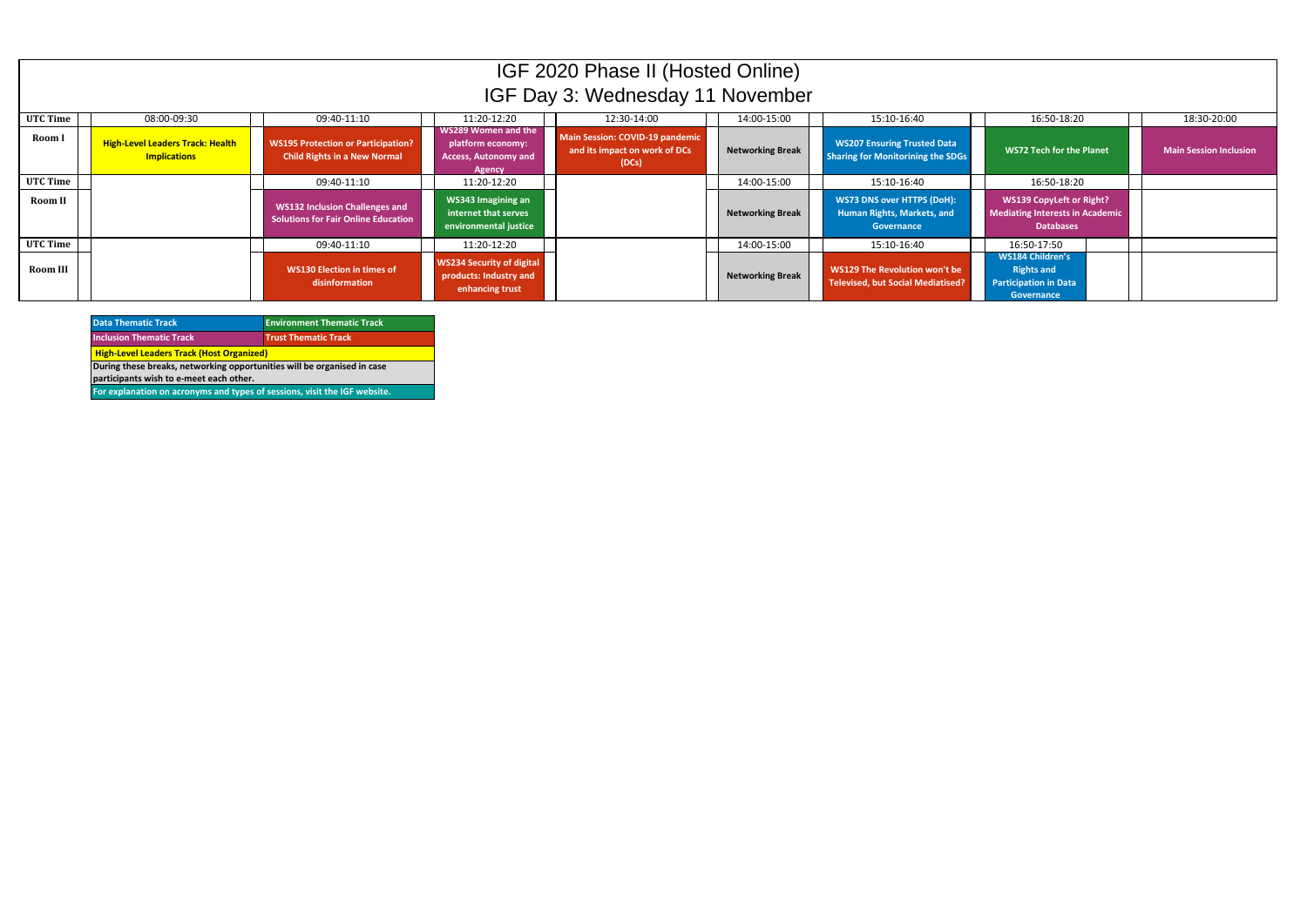# IGF 2020 Phase II (Hosted Online)

## IGF Day 3: Wednesday 11 November

| UTC Time | 08:00-09:30 | 09:40-11:10 | 11:20-12:20 | 12:30-14:00 | 14:00-15:00 | 15:10-16:40 | 16:50-18:20 | 18:30-20:00 |
|---|---|---|---|---|---|---|---|---|
| **Room I** | **High-Level Leaders Track: Health Implications** | **WS195 Protection or Participation? Child Rights in a New Normal** | **WS289 Women and the platform economy: Access, Autonomy and Agency** | **Main Session: COVID-19 pandemic and its impact on work of DCs (DCs)** | **Networking Break** | **WS207 Ensuring Trusted Data Sharing for Monitoring the SDGs** | **WS72 Tech for the Planet** | **Main Session Inclusion** |
| **UTC Time** | | 09:40-11:10 | 11:20-12:20 | | 14:00-15:00 | 15:10-16:40 | 16:50-18:20 | |
| **Room II** | | **WS132 Inclusion Challenges and Solutions for Fair Online Education** | **WS343 Imagining an internet that serves environmental justice** | | **Networking Break** | **WS73 DNS over HTTPS (DoH): Human Rights, Markets, and Governance** | **WS139 CopyLeft or Right? Mediating Interests in Academic Databases** | |
| **UTC Time** | | 09:40-11:10 | 11:20-12:20 | | 14:00-15:00 | 15:10-16:40 | 16:50-17:50 | |
| **Room III** | | **WS130 Election in times of disinformation** | **WS234 Security of digital products: Industry and enhancing trust** | | **Networking Break** | **WS129 The Revolution won't be Televised, but Social Mediatised?** | **WS184 Children's Rights and Participation in Data Governance** | |

| Legend | |
|---|---|
| **Data Thematic Track** | **Environment Thematic Track** |
| **Inclusion Thematic Track** | **Trust Thematic Track** |
| **High-Level Leaders Track (Host Organized)** | |
| **During these breaks, networking opportunities will be organised in case participants wish to e-meet each other.** | |
| **For explanation on acronyms and types of sessions, visit the IGF website.** | |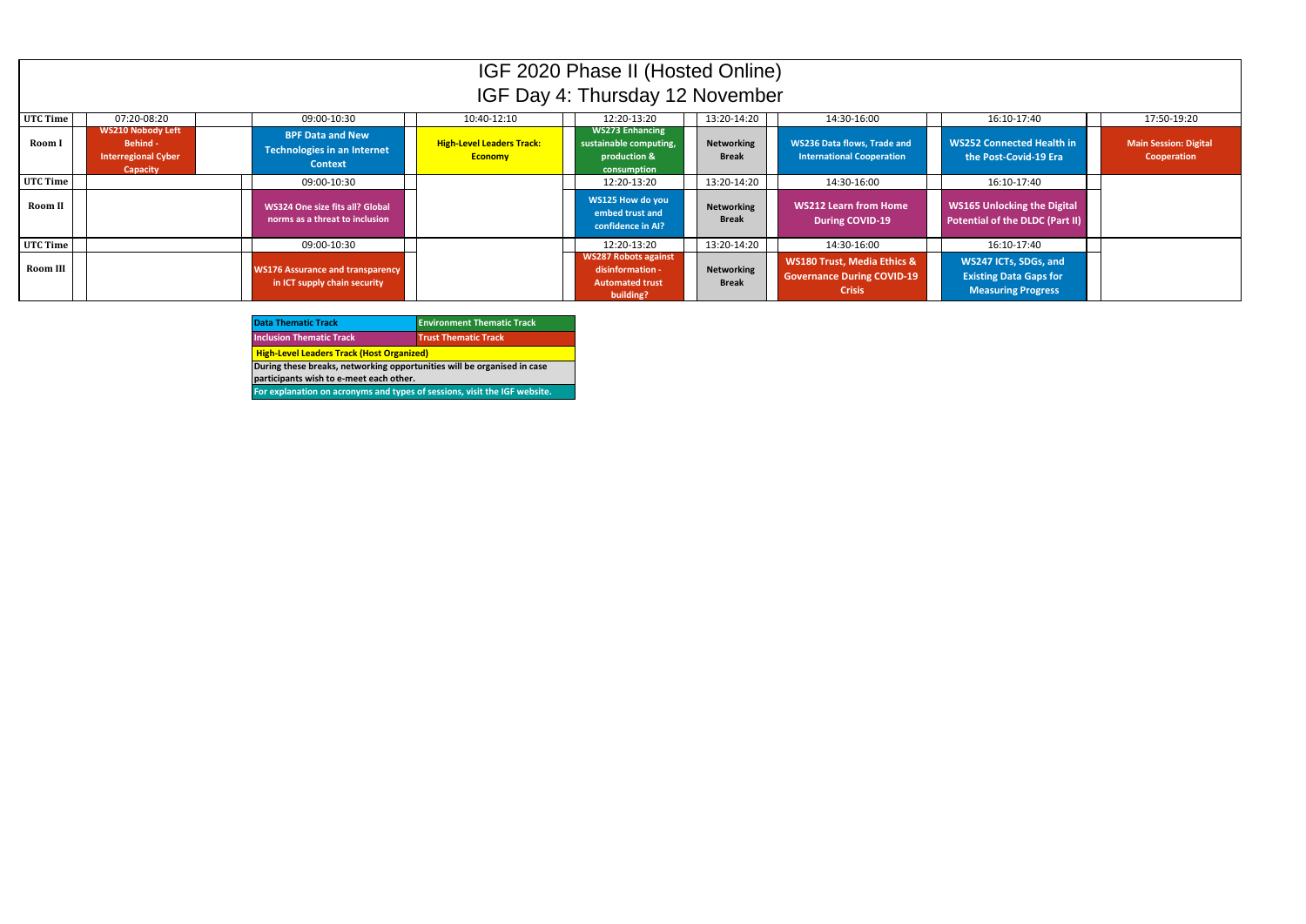# IGF 2020 Phase II (Hosted Online)

## IGF Day 4: Thursday 12 November

| UTC Time | 07:20-08:20 | 09:00-10:30 | 10:40-12:10 | 12:20-13:20 | 13:20-14:20 | 14:30-16:00 | 16:10-17:40 | 17:50-19:20 |
|---|---|---|---|---|---|---|---|---|
| Room I | WS210 Nobody Left Behind - Interregional Cyber Capacity | BPF Data and New Technologies in an Internet Context | High-Level Leaders Track: Economy | WS273 Enhancing sustainable computing, production & consumption | Networking Break | WS236 Data flows, Trade and International Cooperation | WS252 Connected Health in the Post-Covid-19 Era | Main Session: Digital Cooperation |
| UTC Time | | 09:00-10:30 | | 12:20-13:20 | 13:20-14:20 | 14:30-16:00 | 16:10-17:40 | |
| Room II | | WS324 One size fits all? Global norms as a threat to inclusion | | WS125 How do you embed trust and confidence in AI? | Networking Break | WS212 Learn from Home During COVID-19 | WS165 Unlocking the Digital Potential of the DLDC (Part II) | |
| UTC Time | | 09:00-10:30 | | 12:20-13:20 | 13:20-14:20 | 14:30-16:00 | 16:10-17:40 | |
| Room III | | WS176 Assurance and transparency in ICT supply chain security | | WS287 Robots against disinformation - Automated trust building? | Networking Break | WS180 Trust, Media Ethics & Governance During COVID-19 Crisis | WS247 ICTs, SDGs, and Existing Data Gaps for Measuring Progress | |

| Data Thematic Track | Environment Thematic Track |
|---|---|
| Inclusion Thematic Track | Trust Thematic Track |
| High-Level Leaders Track (Host Organized) | |
| During these breaks, networking opportunities will be organised in case participants wish to e-meet each other. | |
| For explanation on acronyms and types of sessions, visit the IGF website. | |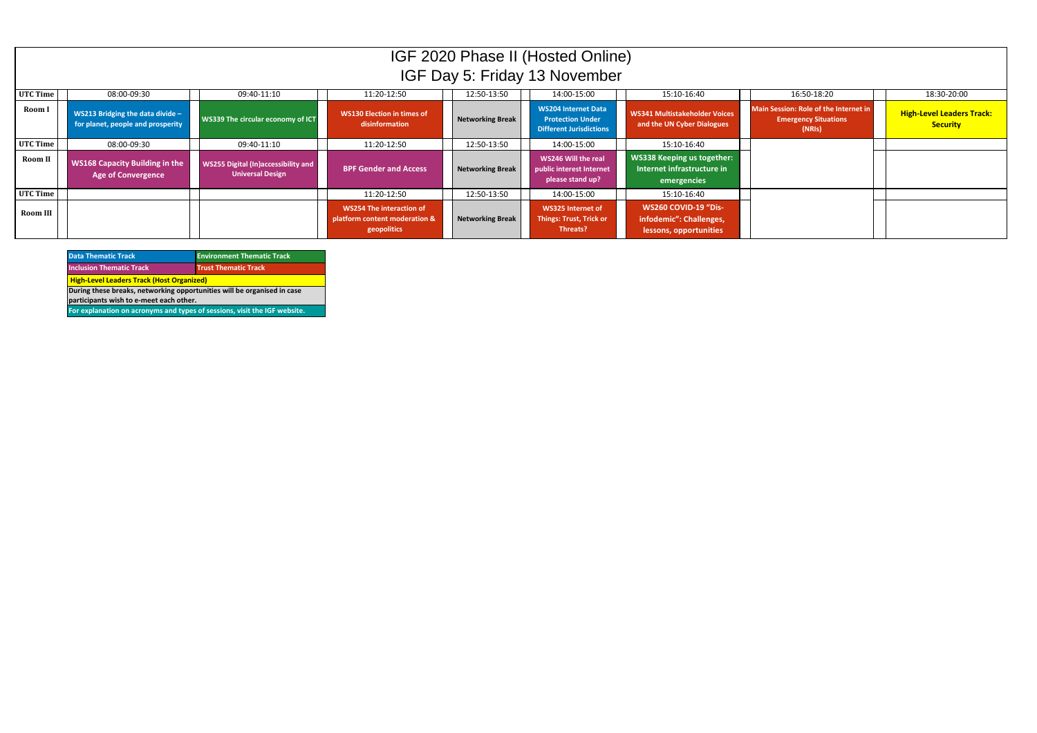# IGF 2020 Phase II (Hosted Online)
## IGF Day 5: Friday 13 November

| UTC Time | 08:00-09:30 | 09:40-11:10 | 11:20-12:50 | 12:50-13:50 | 14:00-15:00 | 15:10-16:40 | 16:50-18:20 | 18:30-20:00 |
|---|---|---|---|---|---|---|---|---|
| **Room I** | **WS213 Bridging the data divide – for planet, people and prosperity** | **WS339 The circular economy of ICT** | **WS130 Election in times of disinformation** | **Networking Break** | **WS204 Internet Data Protection Under Different Jurisdictions** | **WS341 Multistakeholder Voices and the UN Cyber Dialogues** | **Main Session: Role of the Internet in Emergency Situations (NRIs)** | **High-Level Leaders Track: Security** |
| **UTC Time** | 08:00-09:30 | 09:40-11:10 | 11:20-12:50 | 12:50-13:50 | 14:00-15:00 | 15:10-16:40 | | |
| **Room II** | **WS168 Capacity Building in the Age of Convergence** | **WS255 Digital (In)accessibility and Universal Design** | **BPF Gender and Access** | **Networking Break** | **WS246 Will the real public interest Internet please stand up?** | **WS338 Keeping us together: Internet infrastructure in emergencies** | | |
| **UTC Time** | | | 11:20-12:50 | 12:50-13:50 | 14:00-15:00 | 15:10-16:40 | | |
| **Room III** | | | **WS254 The interaction of platform content moderation & geopolitics** | **Networking Break** | **WS325 Internet of Things: Trust, Trick or Threats?** | **WS260 COVID-19 “Dis-infodemic”: Challenges, lessons, opportunities** | | |

| Data Thematic Track | Environment Thematic Track |
|---|---|
| Inclusion Thematic Track | Trust Thematic Track |
| High-Level Leaders Track (Host Organized) | |
| During these breaks, networking opportunities will be organised in case participants wish to e-meet each other. | |
| For explanation on acronyms and types of sessions, visit the IGF website. | |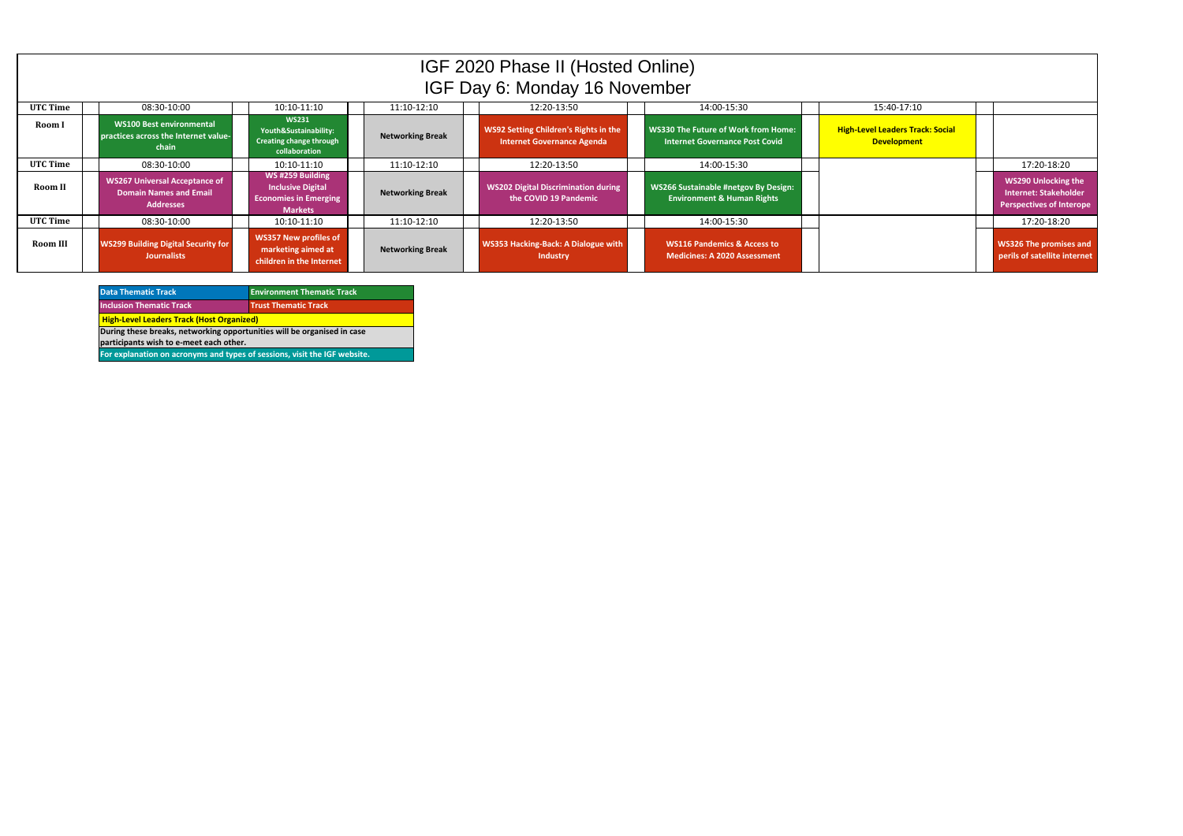# IGF 2020 Phase II (Hosted Online)
## IGF Day 6: Monday 16 November

| UTC Time | 08:30-10:00 | 10:10-11:10 | 11:10-12:10 | 12:20-13:50 | 14:00-15:30 | 15:40-17:10 | |
|---|---|---|---|---|---|---|---|
| **Room I** | **WS100 Best environmental practices across the Internet value-chain** | **WS231 Youth&Sustainability: Creating change through collaboration** | **Networking Break** | **WS92 Setting Children's Rights in the Internet Governance Agenda** | **WS330 The Future of Work from Home: Internet Governance Post Covid** | **High-Level Leaders Track: Social Development** | |
| **UTC Time** | 08:30-10:00 | 10:10-11:10 | 11:10-12:10 | 12:20-13:50 | 14:00-15:30 | | 17:20-18:20 |
| **Room II** | **WS267 Universal Acceptance of Domain Names and Email Addresses** | **WS #259 Building Inclusive Digital Economies in Emerging Markets** | **Networking Break** | **WS202 Digital Discrimination during the COVID 19 Pandemic** | **WS266 Sustainable #netgov By Design: Environment & Human Rights** | | **WS290 Unlocking the Internet: Stakeholder Perspectives of Interope** |
| **UTC Time** | 08:30-10:00 | 10:10-11:10 | 11:10-12:10 | 12:20-13:50 | 14:00-15:30 | | 17:20-18:20 |
| **Room III** | **WS299 Building Digital Security for Journalists** | **WS357 New profiles of marketing aimed at children in the Internet** | **Networking Break** | **WS353 Hacking-Back: A Dialogue with Industry** | **WS116 Pandemics & Access to Medicines: A 2020 Assessment** | | **WS326 The promises and perils of satellite internet** |

| | |
|---|---|
| **Data Thematic Track** | **Environment Thematic Track** |
| **Inclusion Thematic Track** | **Trust Thematic Track** |
| **High-Level Leaders Track (Host Organized)** | |
| **During these breaks, networking opportunities will be organised in case participants wish to e-meet each other.** | |
| **For explanation on acronyms and types of sessions, visit the IGF website.** | |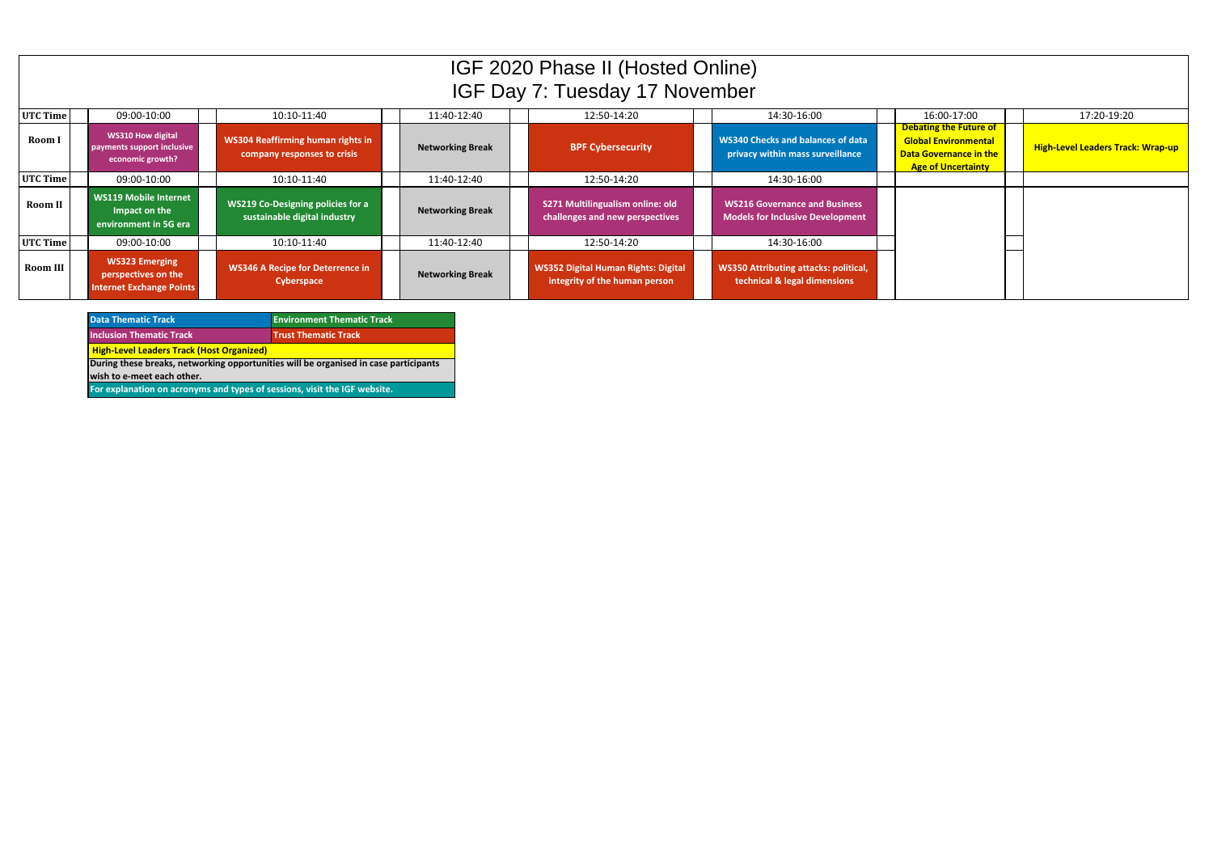# IGF 2020 Phase II (Hosted Online)
## IGF Day 7: Tuesday 17 November

| UTC Time | | 09:00-10:00 | | 10:10-11:40 | | 11:40-12:40 | | 12:50-14:20 | | 14:30-16:00 | | 16:00-17:00 | | 17:20-19:20 |
|---|---|---|---|---|---|---|---|---|---|---|---|---|---|---|
| **Room I** | | **WS310 How digital payments support inclusive economic growth?** | | **WS304 Reaffirming human rights in company responses to crisis** | | **Networking Break** | | **BPF Cybersecurity** | | **WS340 Checks and balances of data privacy within mass surveillance** | | **Debating the Future of Global Environmental Data Governance in the Age of Uncertainty** | | **High-Level Leaders Track: Wrap-up** |
| **UTC Time** | | 09:00-10:00 | | 10:10-11:40 | | 11:40-12:40 | | 12:50-14:20 | | 14:30-16:00 | | | | |
| **Room II** | | **WS119 Mobile Internet Impact on the environment in 5G era** | | **WS219 Co-Designing policies for a sustainable digital industry** | | **Networking Break** | | **S271 Multilingualism online: old challenges and new perspectives** | | **WS216 Governance and Business Models for Inclusive Development** | | | | |
| **UTC Time** | | 09:00-10:00 | | 10:10-11:40 | | 11:40-12:40 | | 12:50-14:20 | | 14:30-16:00 | | | | |
| **Room III** | | **WS323 Emerging perspectives on the Internet Exchange Points** | | **WS346 A Recipe for Deterrence in Cyberspace** | | **Networking Break** | | **WS352 Digital Human Rights: Digital integrity of the human person** | | **WS350 Attributing attacks: political, technical & legal dimensions** | | | | |

| | |
|---|---|
| **Data Thematic Track** | **Environment Thematic Track** |
| **Inclusion Thematic Track** | **Trust Thematic Track** |
| **High-Level Leaders Track (Host Organized)** | |
| **During these breaks, networking opportunities will be organised in case participants wish to e-meet each other.** | |
| **For explanation on acronyms and types of sessions, visit the IGF website.** | |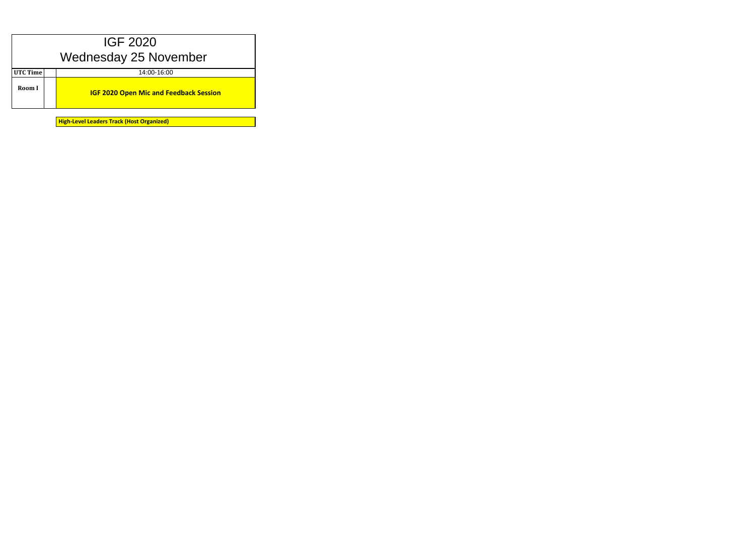# IGF 2020
## Wednesday 25 November

| UTC Time | | 14:00-16:00 |
| --- | --- | --- |
| Room I | | **IGF 2020 Open Mic and Feedback Session** |

**High-Level Leaders Track (Host Organized)**